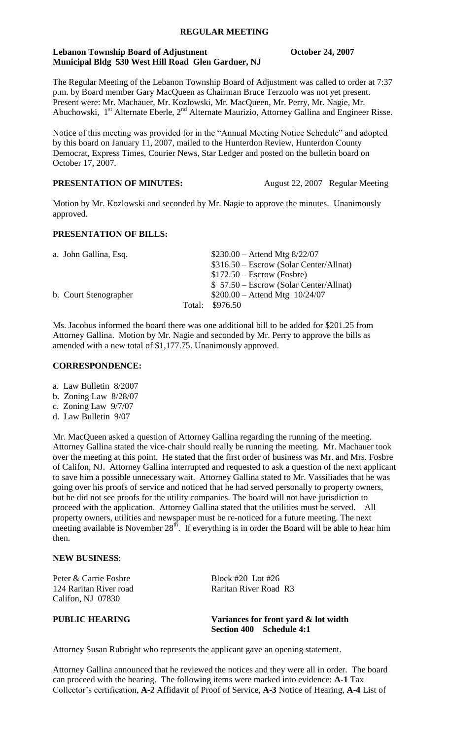## REGULAR MEETING

**Lebanon Township Board of Adjustment** **October 24, 2007**
**Municipal Bldg 530 West Hill Road Glen Gardner, NJ**

The Regular Meeting of the Lebanon Township Board of Adjustment was called to order at 7:37 p.m. by Board member Gary MacQueen as Chairman Bruce Terzuolo was not yet present. Present were: Mr. Machauer, Mr. Kozlowski, Mr. MacQueen, Mr. Perry, Mr. Nagie, Mr. Abuchowski, 1st Alternate Eberle, 2nd Alternate Maurizio, Attorney Gallina and Engineer Risse.

Notice of this meeting was provided for in the "Annual Meeting Notice Schedule" and adopted by this board on January 11, 2007, mailed to the Hunterdon Review, Hunterdon County Democrat, Express Times, Courier News, Star Ledger and posted on the bulletin board on October 17, 2007.

**PRESENTATION OF MINUTES:** August 22, 2007 Regular Meeting

Motion by Mr. Kozlowski and seconded by Mr. Nagie to approve the minutes. Unanimously approved.

**PRESENTATION OF BILLS:**

| | | |
|---|---|---|
| a. John Gallina, Esq. | | $230.00 – Attend Mtg 8/22/07 |
| | | $316.50 – Escrow (Solar Center/Allnat) |
| | | $172.50 – Escrow (Fosbre) |
| | | $ 57.50 – Escrow (Solar Center/Allnat) |
| b. Court Stenographer | | $200.00 – Attend Mtg 10/24/07 |
| | Total: | $976.50 |

Ms. Jacobus informed the board there was one additional bill to be added for $201.25 from Attorney Gallina. Motion by Mr. Nagie and seconded by Mr. Perry to approve the bills as amended with a new total of $1,177.75. Unanimously approved.

**CORRESPONDENCE:**

a. Law Bulletin 8/2007
b. Zoning Law 8/28/07
c. Zoning Law 9/7/07
d. Law Bulletin 9/07

Mr. MacQueen asked a question of Attorney Gallina regarding the running of the meeting. Attorney Gallina stated the vice-chair should really be running the meeting. Mr. Machauer took over the meeting at this point. He stated that the first order of business was Mr. and Mrs. Fosbre of Califon, NJ. Attorney Gallina interrupted and requested to ask a question of the next applicant to save him a possible unnecessary wait. Attorney Gallina stated to Mr. Vassiliades that he was going over his proofs of service and noticed that he had served personally to property owners, but he did not see proofs for the utility companies. The board will not have jurisdiction to proceed with the application. Attorney Gallina stated that the utilities must be served. All property owners, utilities and newspaper must be re-noticed for a future meeting. The next meeting available is November 28th. If everything is in order the Board will be able to hear him then.

**NEW BUSINESS**:

Peter & Carrie Fosbre — Block #20 Lot #26
124 Raritan River road — Raritan River Road R3
Califon, NJ 07830

**PUBLIC HEARING** — **Variances for front yard & lot width**
**Section 400 Schedule 4:1**

Attorney Susan Rubright who represents the applicant gave an opening statement.

Attorney Gallina announced that he reviewed the notices and they were all in order. The board can proceed with the hearing. The following items were marked into evidence: **A-1** Tax Collector's certification, **A-2** Affidavit of Proof of Service, **A-3** Notice of Hearing, **A-4** List of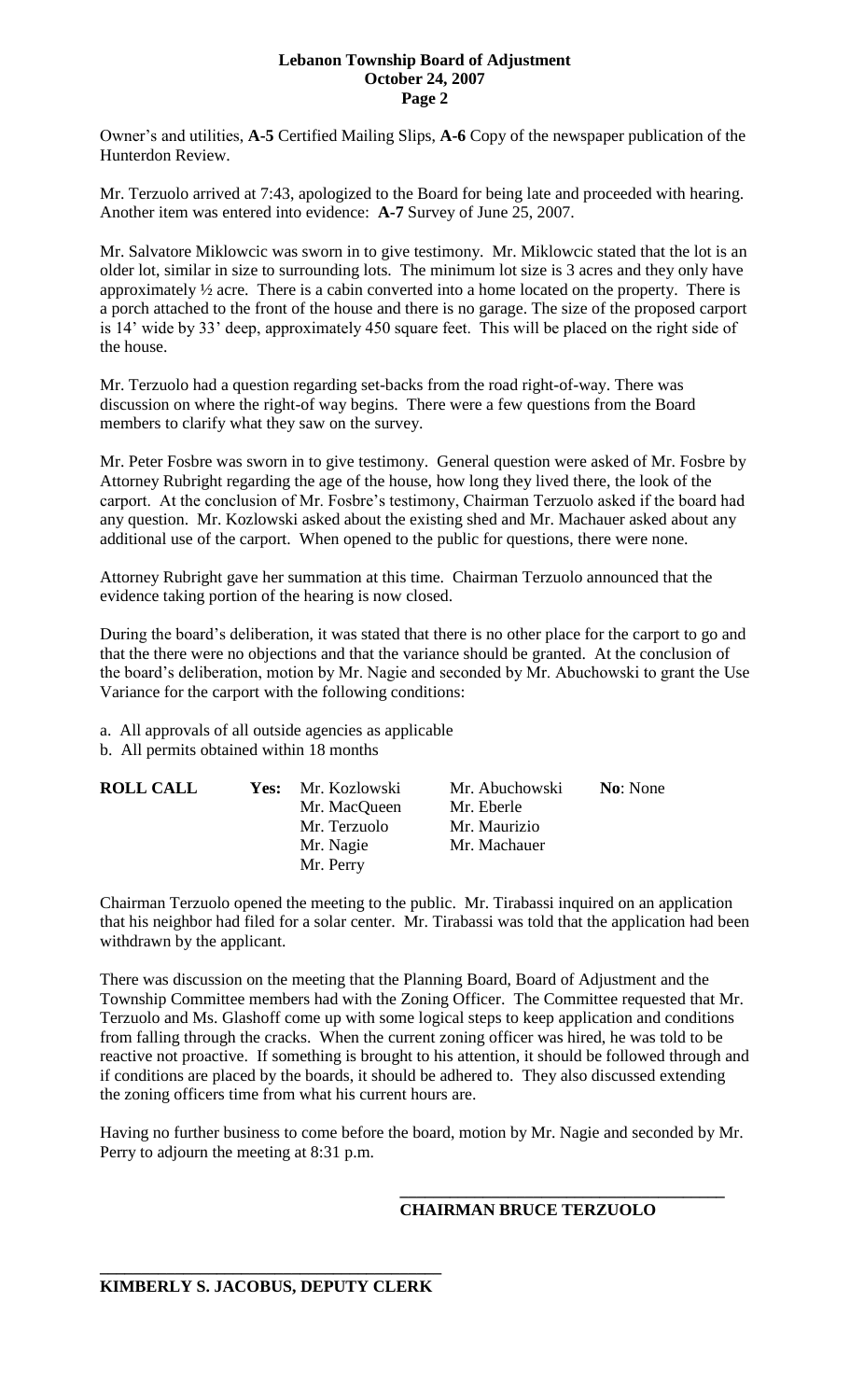Owner's and utilities, **A-5** Certified Mailing Slips, **A-6** Copy of the newspaper publication of the Hunterdon Review.

Mr. Terzuolo arrived at 7:43, apologized to the Board for being late and proceeded with hearing. Another item was entered into evidence: **A-7** Survey of June 25, 2007.

Mr. Salvatore Miklowcic was sworn in to give testimony. Mr. Miklowcic stated that the lot is an older lot, similar in size to surrounding lots. The minimum lot size is 3 acres and they only have approximately ½ acre. There is a cabin converted into a home located on the property. There is a porch attached to the front of the house and there is no garage. The size of the proposed carport is 14' wide by 33' deep, approximately 450 square feet. This will be placed on the right side of the house.

Mr. Terzuolo had a question regarding set-backs from the road right-of-way. There was discussion on where the right-of way begins. There were a few questions from the Board members to clarify what they saw on the survey.

Mr. Peter Fosbre was sworn in to give testimony. General question were asked of Mr. Fosbre by Attorney Rubright regarding the age of the house, how long they lived there, the look of the carport. At the conclusion of Mr. Fosbre's testimony, Chairman Terzuolo asked if the board had any question. Mr. Kozlowski asked about the existing shed and Mr. Machauer asked about any additional use of the carport. When opened to the public for questions, there were none.

Attorney Rubright gave her summation at this time. Chairman Terzuolo announced that the evidence taking portion of the hearing is now closed.

During the board's deliberation, it was stated that there is no other place for the carport to go and that the there were no objections and that the variance should be granted. At the conclusion of the board's deliberation, motion by Mr. Nagie and seconded by Mr. Abuchowski to grant the Use Variance for the carport with the following conditions:

a. All approvals of all outside agencies as applicable
b. All permits obtained within 18 months

| | | | | |
|---|---|---|---|---|
| **ROLL CALL** | **Yes:** | Mr. Kozlowski | Mr. Abuchowski | **No**: None |
| | | Mr. MacQueen | Mr. Eberle | |
| | | Mr. Terzuolo | Mr. Maurizio | |
| | | Mr. Nagie | Mr. Machauer | |
| | | Mr. Perry | | |

Chairman Terzuolo opened the meeting to the public. Mr. Tirabassi inquired on an application that his neighbor had filed for a solar center. Mr. Tirabassi was told that the application had been withdrawn by the applicant.

There was discussion on the meeting that the Planning Board, Board of Adjustment and the Township Committee members had with the Zoning Officer. The Committee requested that Mr. Terzuolo and Ms. Glashoff come up with some logical steps to keep application and conditions from falling through the cracks. When the current zoning officer was hired, he was told to be reactive not proactive. If something is brought to his attention, it should be followed through and if conditions are placed by the boards, it should be adhered to. They also discussed extending the zoning officers time from what his current hours are.

Having no further business to come before the board, motion by Mr. Nagie and seconded by Mr. Perry to adjourn the meeting at 8:31 p.m.

\_\_\_\_\_\_\_\_\_\_\_\_\_\_\_\_\_\_\_\_\_\_\_\_\_\_\_\_\_\_\_\_\_\_\_\_\_\_\_\_
**CHAIRMAN BRUCE TERZUOLO**

\_\_\_\_\_\_\_\_\_\_\_\_\_\_\_\_\_\_\_\_\_\_\_\_\_\_\_\_\_\_\_\_\_\_\_\_\_\_\_\_
**KIMBERLY S. JACOBUS, DEPUTY CLERK**